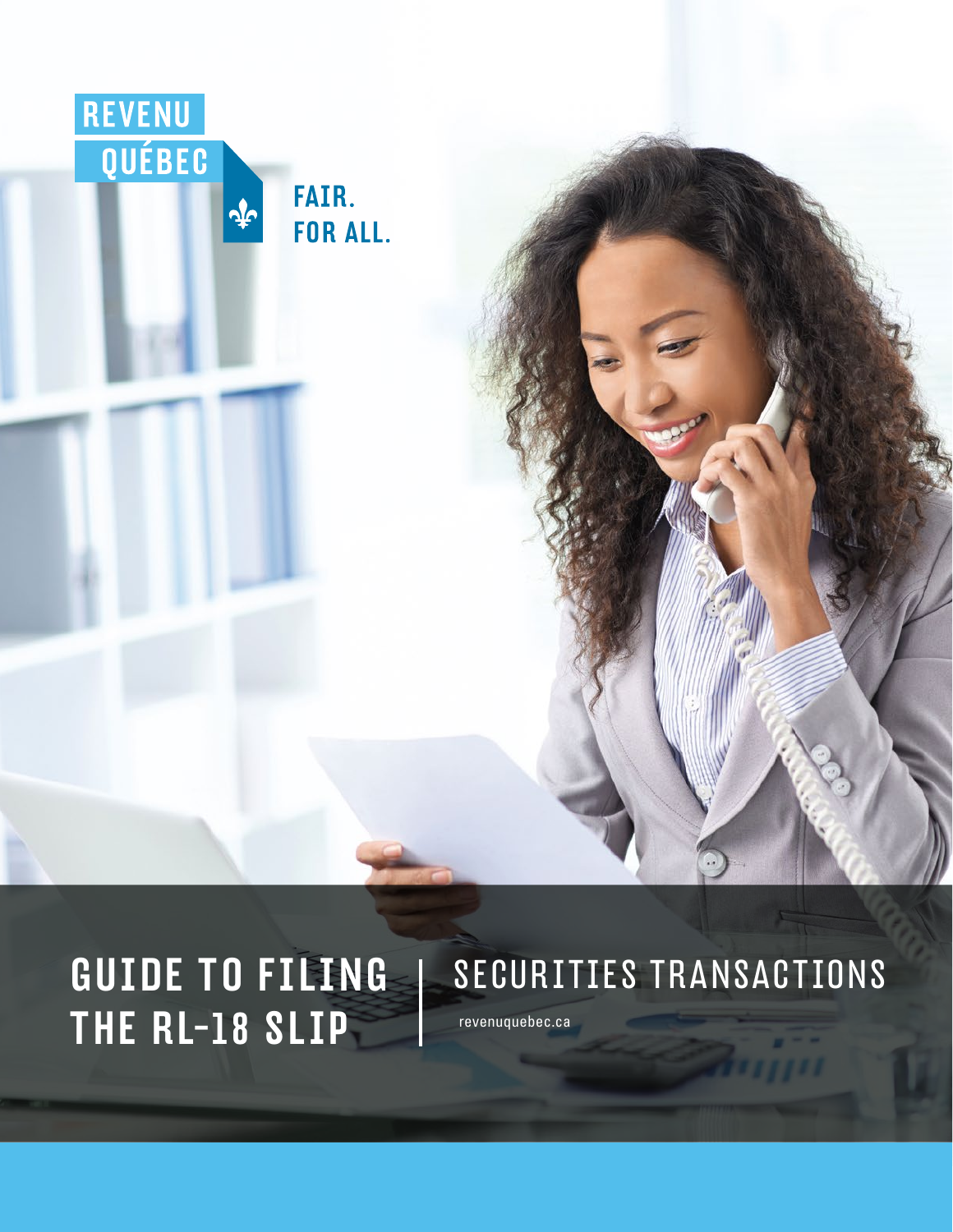REVENU QUÉBEC

FAIR. FOR ALL.

# GUIDE TO FILING THE RL-18 SLIP

## SECURITIES TRANSACTIONS

revenuquebec.ca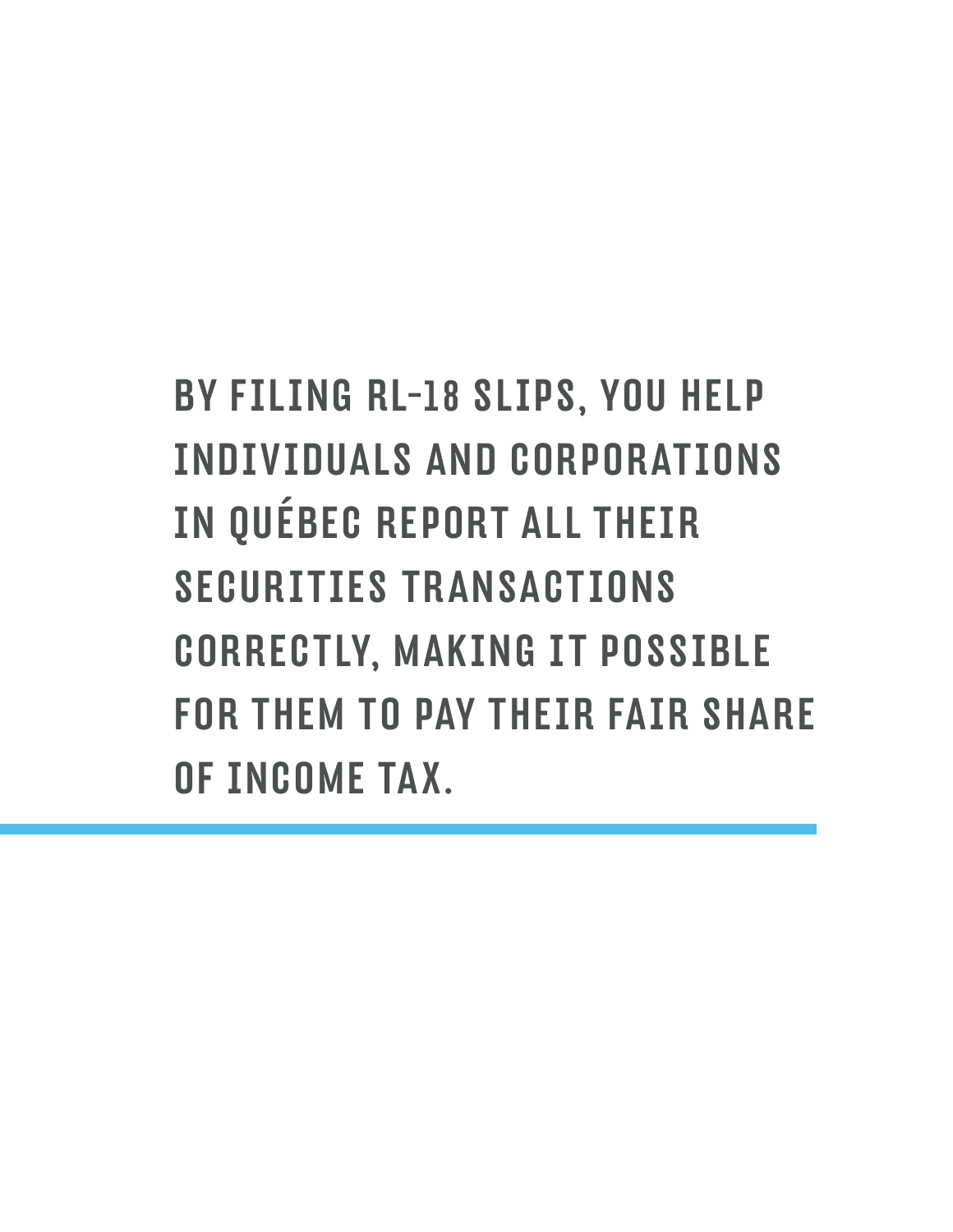**BY FILING RL-18 SLIPS, YOU HELP INDIVIDUALS AND CORPORATIONS IN QUÉBEC REPORT ALL THEIR SECURITIES TRANSACTIONS CORRECTLY, MAKING IT POSSIBLE FOR THEM TO PAY THEIR FAIR SHARE OF INCOME TAX.**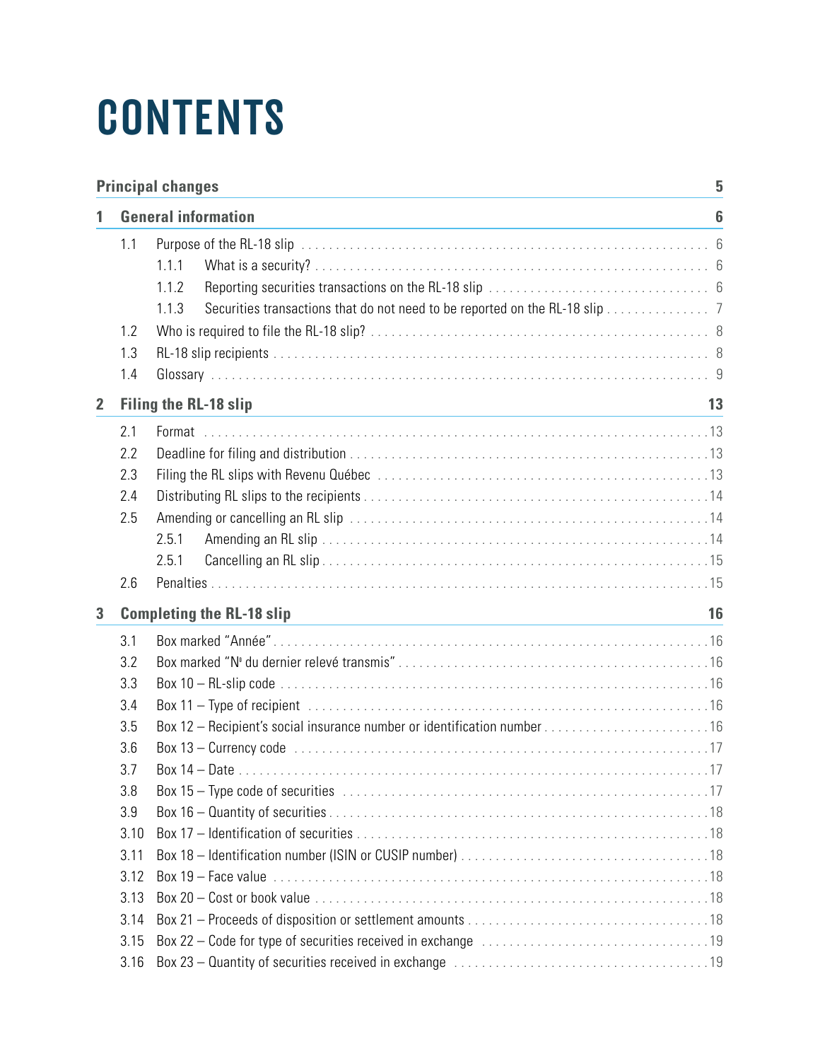# CONTENTS

| | | | |
|---|---|---|---|
| **Principal changes** | | | **5** |
| **1** | **General information** | | **6** |
| | 1.1 | Purpose of the RL-18 slip | 6 |
| | | 1.1.1 What is a security? | 6 |
| | | 1.1.2 Reporting securities transactions on the RL-18 slip | 6 |
| | | 1.1.3 Securities transactions that do not need to be reported on the RL-18 slip | 7 |
| | 1.2 | Who is required to file the RL-18 slip? | 8 |
| | 1.3 | RL-18 slip recipients | 8 |
| | 1.4 | Glossary | 9 |
| **2** | **Filing the RL-18 slip** | | **13** |
| | 2.1 | Format | 13 |
| | 2.2 | Deadline for filing and distribution | 13 |
| | 2.3 | Filing the RL slips with Revenu Québec | 13 |
| | 2.4 | Distributing RL slips to the recipients | 14 |
| | 2.5 | Amending or cancelling an RL slip | 14 |
| | | 2.5.1 Amending an RL slip | 14 |
| | | 2.5.1 Cancelling an RL slip | 15 |
| | 2.6 | Penalties | 15 |
| **3** | **Completing the RL-18 slip** | | **16** |
| | 3.1 | Box marked "Année" | 16 |
| | 3.2 | Box marked "Nº du dernier relevé transmis" | 16 |
| | 3.3 | Box 10 – RL-slip code | 16 |
| | 3.4 | Box 11 – Type of recipient | 16 |
| | 3.5 | Box 12 – Recipient's social insurance number or identification number | 16 |
| | 3.6 | Box 13 – Currency code | 17 |
| | 3.7 | Box 14 – Date | 17 |
| | 3.8 | Box 15 – Type code of securities | 17 |
| | 3.9 | Box 16 – Quantity of securities | 18 |
| | 3.10 | Box 17 – Identification of securities | 18 |
| | 3.11 | Box 18 – Identification number (ISIN or CUSIP number) | 18 |
| | 3.12 | Box 19 – Face value | 18 |
| | 3.13 | Box 20 – Cost or book value | 18 |
| | 3.14 | Box 21 – Proceeds of disposition or settlement amounts | 18 |
| | 3.15 | Box 22 – Code for type of securities received in exchange | 19 |
| | 3.16 | Box 23 – Quantity of securities received in exchange | 19 |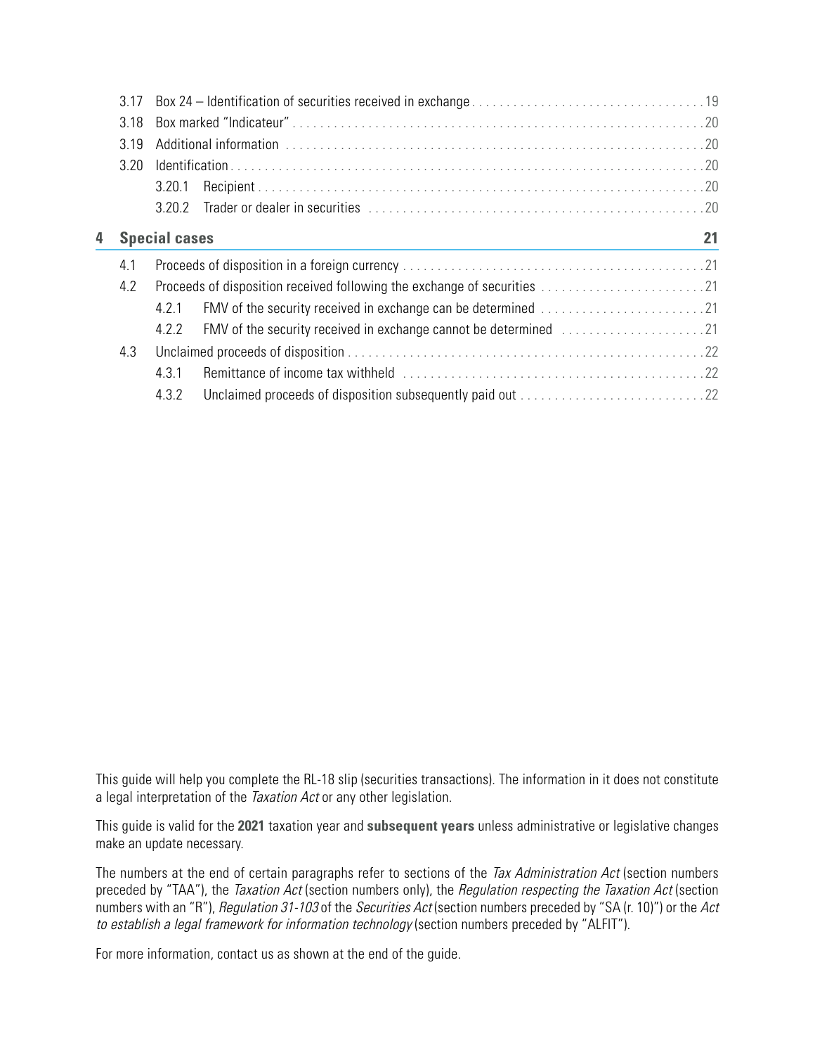3.17 Box 24 – Identification of securities received in exchange . . . . . . . . . . 19
3.18 Box marked "Indicateur" . . . . . . . . . . 20
3.19 Additional information . . . . . . . . . . 20
3.20 Identification . . . . . . . . . . 20
  3.20.1 Recipient . . . . . . . . . . 20
  3.20.2 Trader or dealer in securities . . . . . . . . . . 20

**4 Special cases** **21**

4.1 Proceeds of disposition in a foreign currency . . . . . . . . . . 21
4.2 Proceeds of disposition received following the exchange of securities . . . . . . . . . . 21
  4.2.1 FMV of the security received in exchange can be determined . . . . . . . . . . 21
  4.2.2 FMV of the security received in exchange cannot be determined . . . . . . . . . . 21
4.3 Unclaimed proceeds of disposition . . . . . . . . . . 22
  4.3.1 Remittance of income tax withheld . . . . . . . . . . 22
  4.3.2 Unclaimed proceeds of disposition subsequently paid out . . . . . . . . . . 22

This guide will help you complete the RL-18 slip (securities transactions). The information in it does not constitute a legal interpretation of the *Taxation Act* or any other legislation.

This guide is valid for the **2021** taxation year and **subsequent years** unless administrative or legislative changes make an update necessary.

The numbers at the end of certain paragraphs refer to sections of the *Tax Administration Act* (section numbers preceded by "TAA"), the *Taxation Act* (section numbers only), the *Regulation respecting the Taxation Act* (section numbers with an "R"), *Regulation 31-103* of the *Securities Act* (section numbers preceded by "SA (r. 10)") or the *Act to establish a legal framework for information technology* (section numbers preceded by "ALFIT").

For more information, contact us as shown at the end of the guide.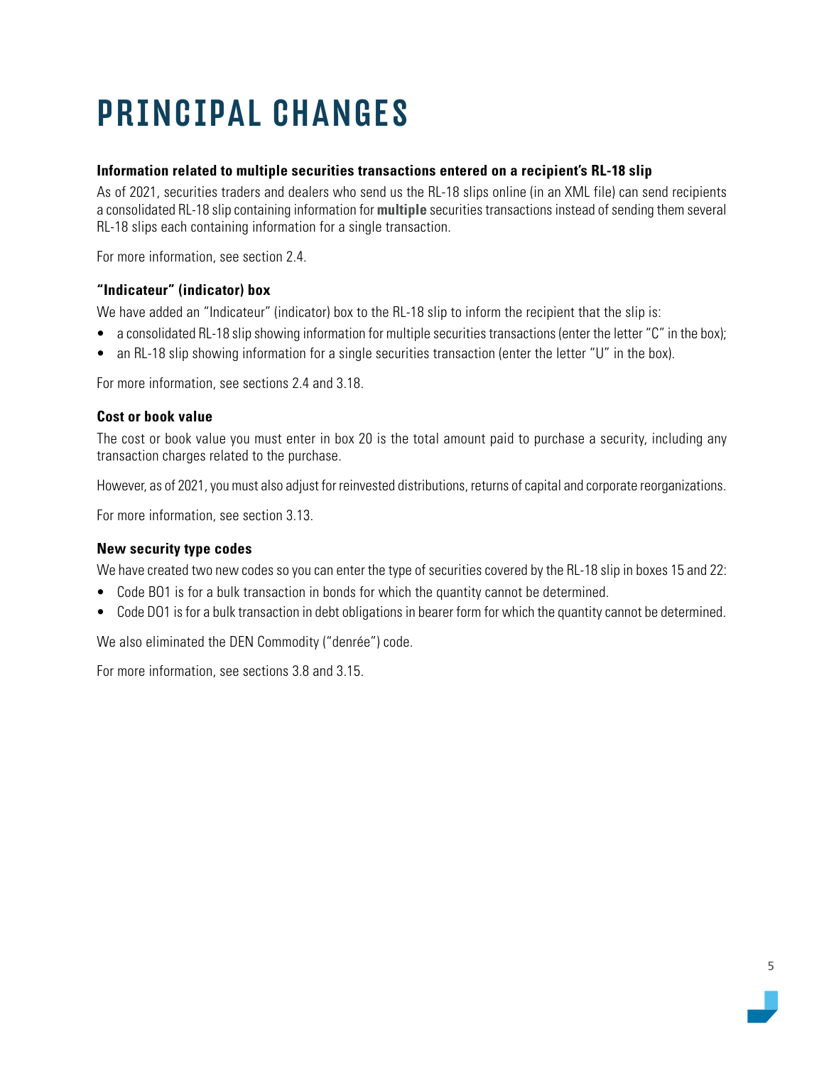# PRINCIPAL CHANGES

### Information related to multiple securities transactions entered on a recipient's RL-18 slip

As of 2021, securities traders and dealers who send us the RL-18 slips online (in an XML file) can send recipients a consolidated RL-18 slip containing information for **multiple** securities transactions instead of sending them several RL-18 slips each containing information for a single transaction.

For more information, see section 2.4.

### "Indicateur" (indicator) box

We have added an "Indicateur" (indicator) box to the RL-18 slip to inform the recipient that the slip is:

- a consolidated RL-18 slip showing information for multiple securities transactions (enter the letter "C" in the box);
- an RL-18 slip showing information for a single securities transaction (enter the letter "U" in the box).

For more information, see sections 2.4 and 3.18.

### Cost or book value

The cost or book value you must enter in box 20 is the total amount paid to purchase a security, including any transaction charges related to the purchase.

However, as of 2021, you must also adjust for reinvested distributions, returns of capital and corporate reorganizations.

For more information, see section 3.13.

### New security type codes

We have created two new codes so you can enter the type of securities covered by the RL-18 slip in boxes 15 and 22:

- Code BO1 is for a bulk transaction in bonds for which the quantity cannot be determined.
- Code DO1 is for a bulk transaction in debt obligations in bearer form for which the quantity cannot be determined.

We also eliminated the DEN Commodity ("denrée") code.

For more information, see sections 3.8 and 3.15.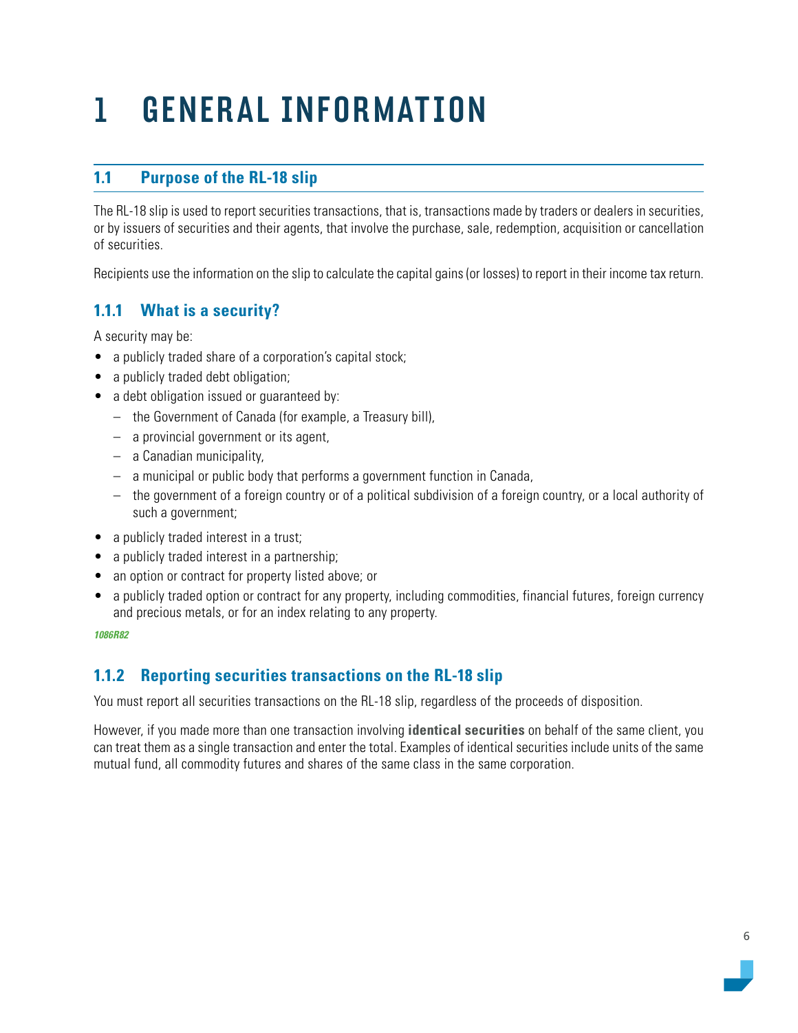# 1 GENERAL INFORMATION

## 1.1 Purpose of the RL-18 slip

The RL-18 slip is used to report securities transactions, that is, transactions made by traders or dealers in securities, or by issuers of securities and their agents, that involve the purchase, sale, redemption, acquisition or cancellation of securities.

Recipients use the information on the slip to calculate the capital gains (or losses) to report in their income tax return.

### 1.1.1 What is a security?

A security may be:

- a publicly traded share of a corporation's capital stock;
- a publicly traded debt obligation;
- a debt obligation issued or guaranteed by:
  - the Government of Canada (for example, a Treasury bill),
  - a provincial government or its agent,
  - a Canadian municipality,
  - a municipal or public body that performs a government function in Canada,
  - the government of a foreign country or of a political subdivision of a foreign country, or a local authority of such a government;
- a publicly traded interest in a trust;
- a publicly traded interest in a partnership;
- an option or contract for property listed above; or
- a publicly traded option or contract for any property, including commodities, financial futures, foreign currency and precious metals, or for an index relating to any property.

***1086R82***

### 1.1.2 Reporting securities transactions on the RL-18 slip

You must report all securities transactions on the RL-18 slip, regardless of the proceeds of disposition.

However, if you made more than one transaction involving **identical securities** on behalf of the same client, you can treat them as a single transaction and enter the total. Examples of identical securities include units of the same mutual fund, all commodity futures and shares of the same class in the same corporation.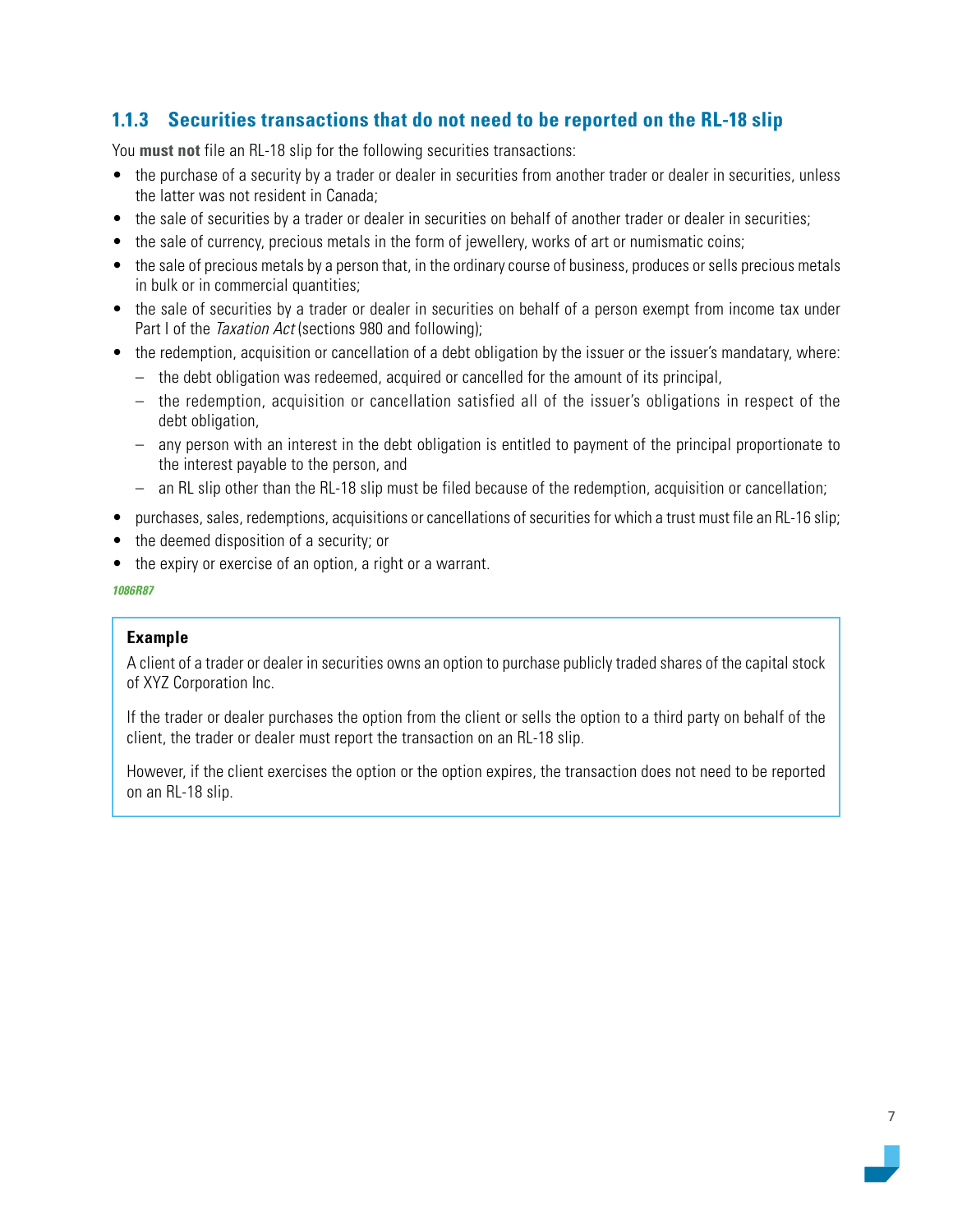### 1.1.3 Securities transactions that do not need to be reported on the RL-18 slip

You **must not** file an RL-18 slip for the following securities transactions:

- the purchase of a security by a trader or dealer in securities from another trader or dealer in securities, unless the latter was not resident in Canada;
- the sale of securities by a trader or dealer in securities on behalf of another trader or dealer in securities;
- the sale of currency, precious metals in the form of jewellery, works of art or numismatic coins;
- the sale of precious metals by a person that, in the ordinary course of business, produces or sells precious metals in bulk or in commercial quantities;
- the sale of securities by a trader or dealer in securities on behalf of a person exempt from income tax under Part I of the *Taxation Act* (sections 980 and following);
- the redemption, acquisition or cancellation of a debt obligation by the issuer or the issuer's mandatary, where:
  - the debt obligation was redeemed, acquired or cancelled for the amount of its principal,
  - the redemption, acquisition or cancellation satisfied all of the issuer's obligations in respect of the debt obligation,
  - any person with an interest in the debt obligation is entitled to payment of the principal proportionate to the interest payable to the person, and
  - an RL slip other than the RL-18 slip must be filed because of the redemption, acquisition or cancellation;
- purchases, sales, redemptions, acquisitions or cancellations of securities for which a trust must file an RL-16 slip;
- the deemed disposition of a security; or
- the expiry or exercise of an option, a right or a warrant.

*1086R87*

**Example**

A client of a trader or dealer in securities owns an option to purchase publicly traded shares of the capital stock of XYZ Corporation Inc.

If the trader or dealer purchases the option from the client or sells the option to a third party on behalf of the client, the trader or dealer must report the transaction on an RL-18 slip.

However, if the client exercises the option or the option expires, the transaction does not need to be reported on an RL-18 slip.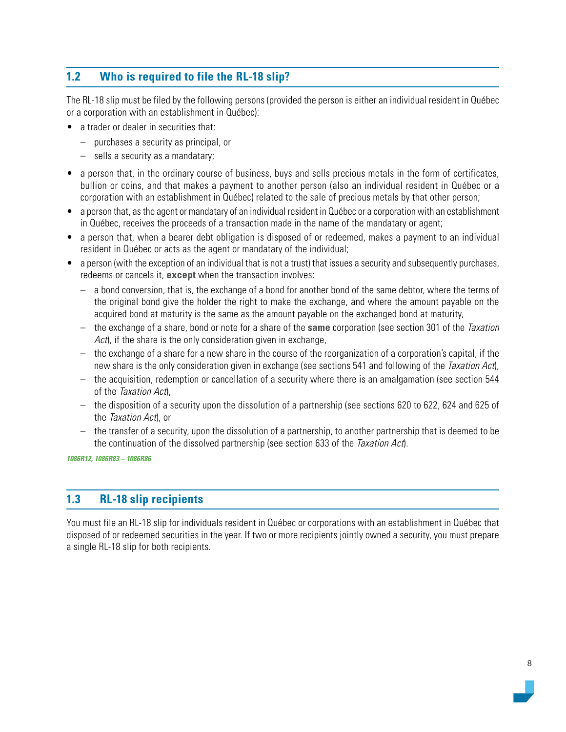## 1.2 Who is required to file the RL-18 slip?

The RL-18 slip must be filed by the following persons (provided the person is either an individual resident in Québec or a corporation with an establishment in Québec):

- a trader or dealer in securities that:
  - purchases a security as principal, or
  - sells a security as a mandatary;
- a person that, in the ordinary course of business, buys and sells precious metals in the form of certificates, bullion or coins, and that makes a payment to another person (also an individual resident in Québec or a corporation with an establishment in Québec) related to the sale of precious metals by that other person;
- a person that, as the agent or mandatary of an individual resident in Québec or a corporation with an establishment in Québec, receives the proceeds of a transaction made in the name of the mandatary or agent;
- a person that, when a bearer debt obligation is disposed of or redeemed, makes a payment to an individual resident in Québec or acts as the agent or mandatary of the individual;
- a person (with the exception of an individual that is not a trust) that issues a security and subsequently purchases, redeems or cancels it, **except** when the transaction involves:
  - a bond conversion, that is, the exchange of a bond for another bond of the same debtor, where the terms of the original bond give the holder the right to make the exchange, and where the amount payable on the acquired bond at maturity is the same as the amount payable on the exchanged bond at maturity,
  - the exchange of a share, bond or note for a share of the **same** corporation (see section 301 of the *Taxation Act*), if the share is the only consideration given in exchange,
  - the exchange of a share for a new share in the course of the reorganization of a corporation's capital, if the new share is the only consideration given in exchange (see sections 541 and following of the *Taxation Act*),
  - the acquisition, redemption or cancellation of a security where there is an amalgamation (see section 544 of the *Taxation Act*),
  - the disposition of a security upon the dissolution of a partnership (see sections 620 to 622, 624 and 625 of the *Taxation Act*), or
  - the transfer of a security, upon the dissolution of a partnership, to another partnership that is deemed to be the continuation of the dissolved partnership (see section 633 of the *Taxation Act*).

***1086R12, 1086R83 – 1086R86***

## 1.3 RL-18 slip recipients

You must file an RL-18 slip for individuals resident in Québec or corporations with an establishment in Québec that disposed of or redeemed securities in the year. If two or more recipients jointly owned a security, you must prepare a single RL-18 slip for both recipients.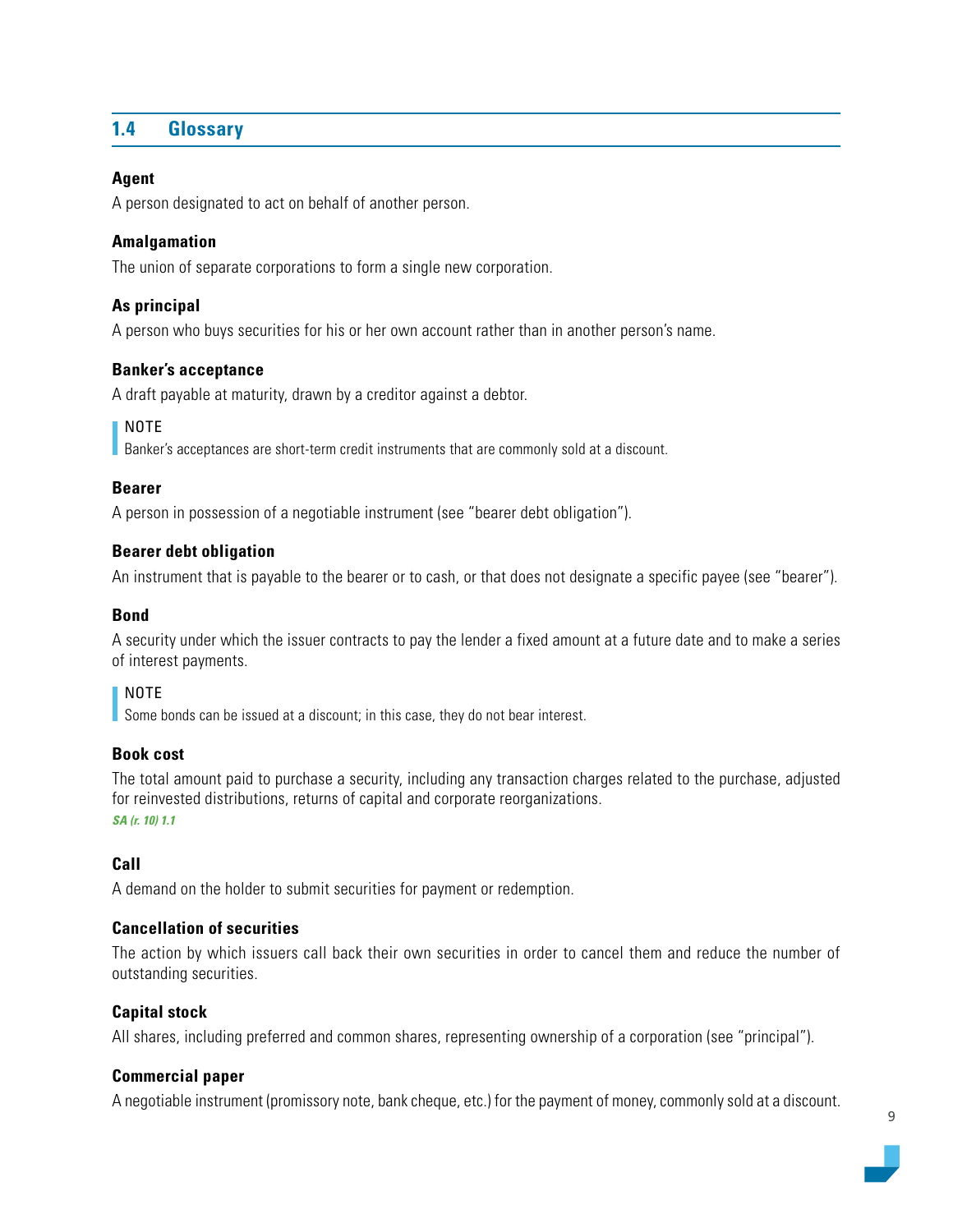## 1.4 Glossary

**Agent**

A person designated to act on behalf of another person.

**Amalgamation**

The union of separate corporations to form a single new corporation.

**As principal**

A person who buys securities for his or her own account rather than in another person's name.

**Banker's acceptance**

A draft payable at maturity, drawn by a creditor against a debtor.

> NOTE
> Banker's acceptances are short-term credit instruments that are commonly sold at a discount.

**Bearer**

A person in possession of a negotiable instrument (see "bearer debt obligation").

**Bearer debt obligation**

An instrument that is payable to the bearer or to cash, or that does not designate a specific payee (see "bearer").

**Bond**

A security under which the issuer contracts to pay the lender a fixed amount at a future date and to make a series of interest payments.

> NOTE
> Some bonds can be issued at a discount; in this case, they do not bear interest.

**Book cost**

The total amount paid to purchase a security, including any transaction charges related to the purchase, adjusted for reinvested distributions, returns of capital and corporate reorganizations.
***SA (r. 10) 1.1***

**Call**

A demand on the holder to submit securities for payment or redemption.

**Cancellation of securities**

The action by which issuers call back their own securities in order to cancel them and reduce the number of outstanding securities.

**Capital stock**

All shares, including preferred and common shares, representing ownership of a corporation (see "principal").

**Commercial paper**

A negotiable instrument (promissory note, bank cheque, etc.) for the payment of money, commonly sold at a discount.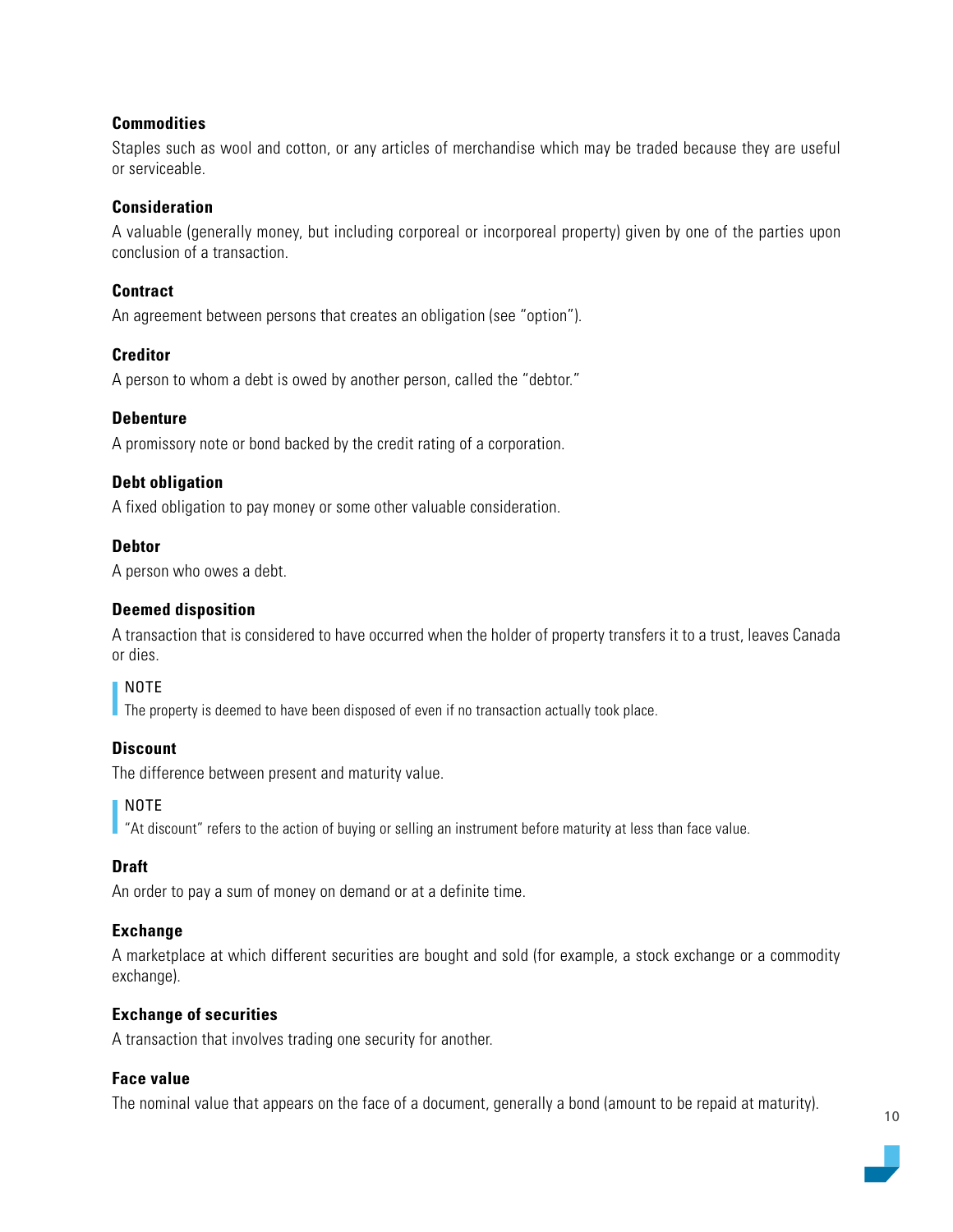**Commodities**

Staples such as wool and cotton, or any articles of merchandise which may be traded because they are useful or serviceable.

**Consideration**

A valuable (generally money, but including corporeal or incorporeal property) given by one of the parties upon conclusion of a transaction.

**Contract**

An agreement between persons that creates an obligation (see "option").

**Creditor**

A person to whom a debt is owed by another person, called the "debtor."

**Debenture**

A promissory note or bond backed by the credit rating of a corporation.

**Debt obligation**

A fixed obligation to pay money or some other valuable consideration.

**Debtor**

A person who owes a debt.

**Deemed disposition**

A transaction that is considered to have occurred when the holder of property transfers it to a trust, leaves Canada or dies.

> NOTE
> The property is deemed to have been disposed of even if no transaction actually took place.

**Discount**

The difference between present and maturity value.

> NOTE
> "At discount" refers to the action of buying or selling an instrument before maturity at less than face value.

**Draft**

An order to pay a sum of money on demand or at a definite time.

**Exchange**

A marketplace at which different securities are bought and sold (for example, a stock exchange or a commodity exchange).

**Exchange of securities**

A transaction that involves trading one security for another.

**Face value**

The nominal value that appears on the face of a document, generally a bond (amount to be repaid at maturity).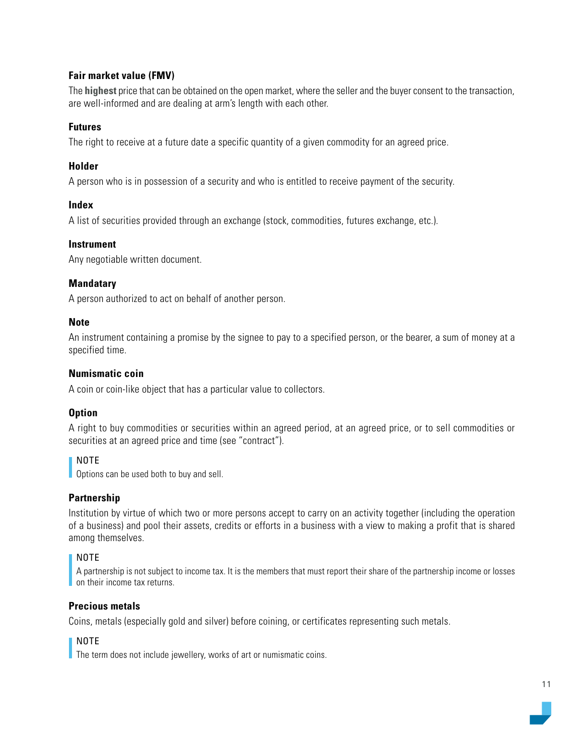### Fair market value (FMV)

The **highest** price that can be obtained on the open market, where the seller and the buyer consent to the transaction, are well-informed and are dealing at arm's length with each other.

### Futures

The right to receive at a future date a specific quantity of a given commodity for an agreed price.

### Holder

A person who is in possession of a security and who is entitled to receive payment of the security.

### Index

A list of securities provided through an exchange (stock, commodities, futures exchange, etc.).

### Instrument

Any negotiable written document.

### Mandatary

A person authorized to act on behalf of another person.

### Note

An instrument containing a promise by the signee to pay to a specified person, or the bearer, a sum of money at a specified time.

### Numismatic coin

A coin or coin-like object that has a particular value to collectors.

### Option

A right to buy commodities or securities within an agreed period, at an agreed price, or to sell commodities or securities at an agreed price and time (see "contract").

> NOTE
> Options can be used both to buy and sell.

### Partnership

Institution by virtue of which two or more persons accept to carry on an activity together (including the operation of a business) and pool their assets, credits or efforts in a business with a view to making a profit that is shared among themselves.

> NOTE
> A partnership is not subject to income tax. It is the members that must report their share of the partnership income or losses on their income tax returns.

### Precious metals

Coins, metals (especially gold and silver) before coining, or certificates representing such metals.

> NOTE
> The term does not include jewellery, works of art or numismatic coins.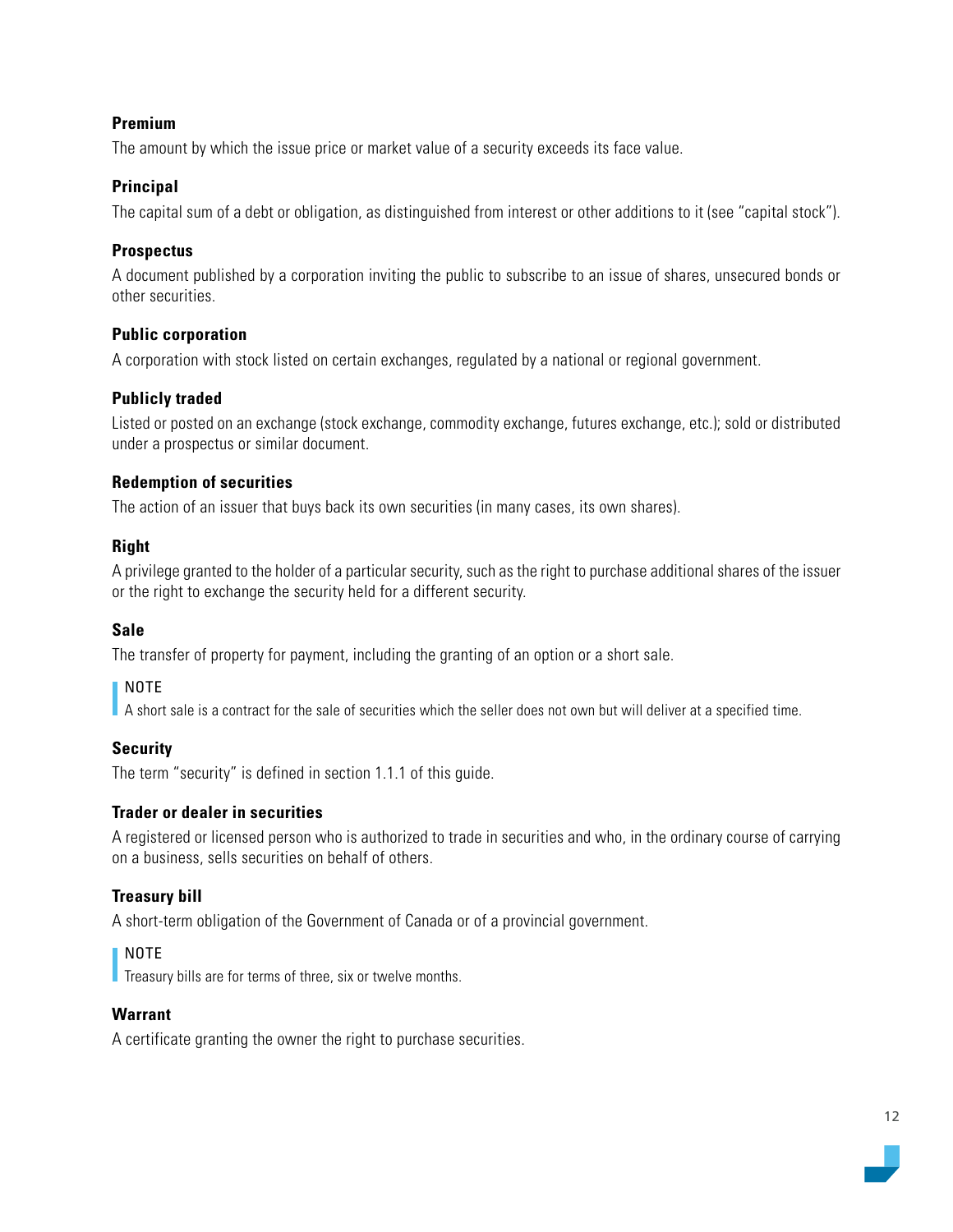**Premium**

The amount by which the issue price or market value of a security exceeds its face value.

**Principal**

The capital sum of a debt or obligation, as distinguished from interest or other additions to it (see "capital stock").

**Prospectus**

A document published by a corporation inviting the public to subscribe to an issue of shares, unsecured bonds or other securities.

**Public corporation**

A corporation with stock listed on certain exchanges, regulated by a national or regional government.

**Publicly traded**

Listed or posted on an exchange (stock exchange, commodity exchange, futures exchange, etc.); sold or distributed under a prospectus or similar document.

**Redemption of securities**

The action of an issuer that buys back its own securities (in many cases, its own shares).

**Right**

A privilege granted to the holder of a particular security, such as the right to purchase additional shares of the issuer or the right to exchange the security held for a different security.

**Sale**

The transfer of property for payment, including the granting of an option or a short sale.

> NOTE
> A short sale is a contract for the sale of securities which the seller does not own but will deliver at a specified time.

**Security**

The term "security" is defined in section 1.1.1 of this guide.

**Trader or dealer in securities**

A registered or licensed person who is authorized to trade in securities and who, in the ordinary course of carrying on a business, sells securities on behalf of others.

**Treasury bill**

A short-term obligation of the Government of Canada or of a provincial government.

> NOTE
> Treasury bills are for terms of three, six or twelve months.

**Warrant**

A certificate granting the owner the right to purchase securities.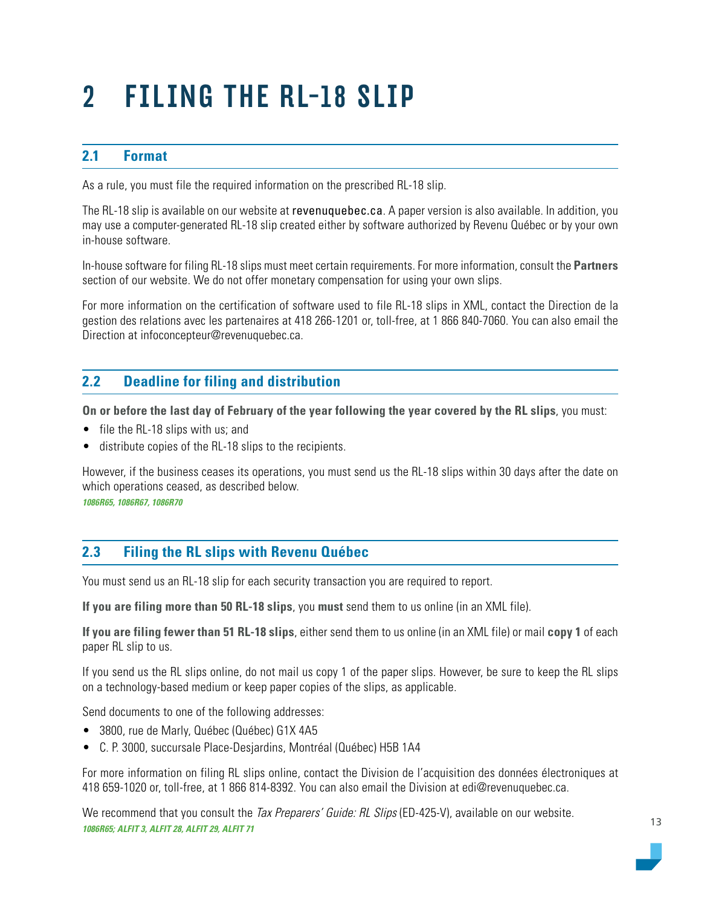# 2 FILING THE RL-18 SLIP

## 2.1 Format

As a rule, you must file the required information on the prescribed RL-18 slip.

The RL-18 slip is available on our website at revenuquebec.ca. A paper version is also available. In addition, you may use a computer-generated RL-18 slip created either by software authorized by Revenu Québec or by your own in-house software.

In-house software for filing RL-18 slips must meet certain requirements. For more information, consult the **Partners** section of our website. We do not offer monetary compensation for using your own slips.

For more information on the certification of software used to file RL-18 slips in XML, contact the Direction de la gestion des relations avec les partenaires at 418 266-1201 or, toll-free, at 1 866 840-7060. You can also email the Direction at infoconcepteur@revenuquebec.ca.

## 2.2 Deadline for filing and distribution

**On or before the last day of February of the year following the year covered by the RL slips**, you must:

- file the RL-18 slips with us; and
- distribute copies of the RL-18 slips to the recipients.

However, if the business ceases its operations, you must send us the RL-18 slips within 30 days after the date on which operations ceased, as described below.

*1086R65, 1086R67, 1086R70*

## 2.3 Filing the RL slips with Revenu Québec

You must send us an RL-18 slip for each security transaction you are required to report.

**If you are filing more than 50 RL-18 slips**, you **must** send them to us online (in an XML file).

**If you are filing fewer than 51 RL-18 slips**, either send them to us online (in an XML file) or mail **copy 1** of each paper RL slip to us.

If you send us the RL slips online, do not mail us copy 1 of the paper slips. However, be sure to keep the RL slips on a technology-based medium or keep paper copies of the slips, as applicable.

Send documents to one of the following addresses:

- 3800, rue de Marly, Québec (Québec) G1X 4A5
- C. P. 3000, succursale Place-Desjardins, Montréal (Québec) H5B 1A4

For more information on filing RL slips online, contact the Division de l'acquisition des données électroniques at 418 659-1020 or, toll-free, at 1 866 814-8392. You can also email the Division at edi@revenuquebec.ca.

We recommend that you consult the *Tax Preparers' Guide: RL Slips* (ED-425-V), available on our website.

*1086R65; ALFIT 3, ALFIT 28, ALFIT 29, ALFIT 71*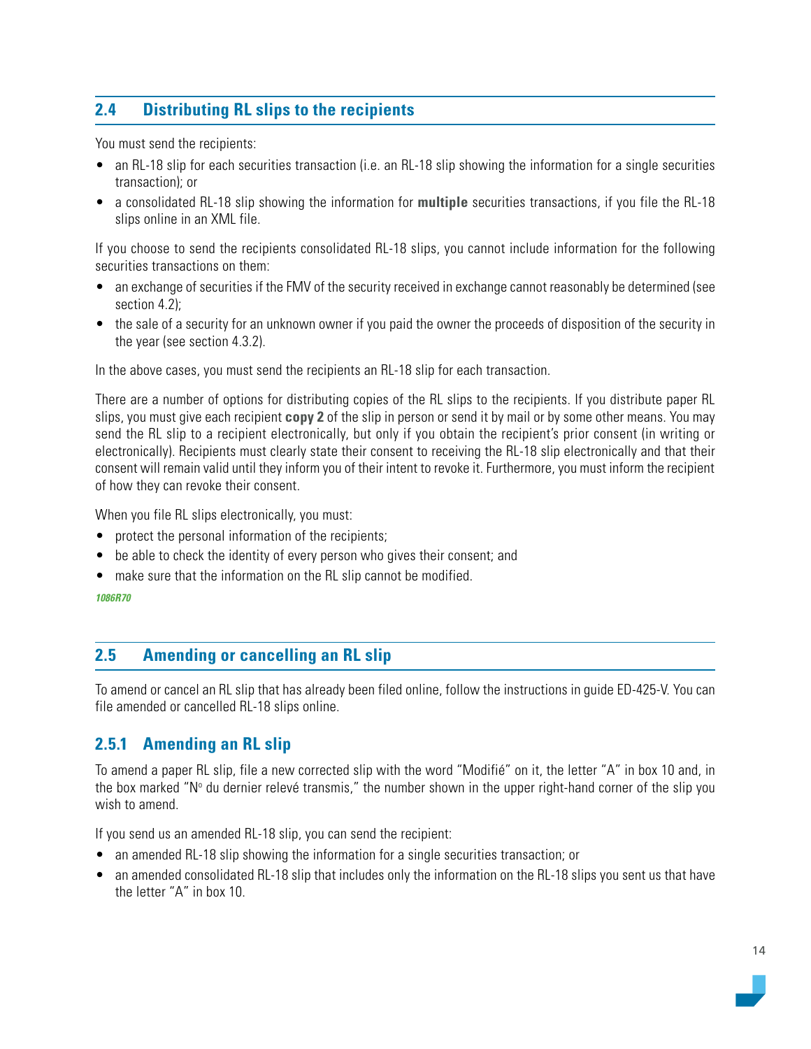## 2.4 Distributing RL slips to the recipients

You must send the recipients:

- an RL-18 slip for each securities transaction (i.e. an RL-18 slip showing the information for a single securities transaction); or
- a consolidated RL-18 slip showing the information for **multiple** securities transactions, if you file the RL-18 slips online in an XML file.

If you choose to send the recipients consolidated RL-18 slips, you cannot include information for the following securities transactions on them:

- an exchange of securities if the FMV of the security received in exchange cannot reasonably be determined (see section 4.2);
- the sale of a security for an unknown owner if you paid the owner the proceeds of disposition of the security in the year (see section 4.3.2).

In the above cases, you must send the recipients an RL-18 slip for each transaction.

There are a number of options for distributing copies of the RL slips to the recipients. If you distribute paper RL slips, you must give each recipient **copy 2** of the slip in person or send it by mail or by some other means. You may send the RL slip to a recipient electronically, but only if you obtain the recipient's prior consent (in writing or electronically). Recipients must clearly state their consent to receiving the RL-18 slip electronically and that their consent will remain valid until they inform you of their intent to revoke it. Furthermore, you must inform the recipient of how they can revoke their consent.

When you file RL slips electronically, you must:

- protect the personal information of the recipients;
- be able to check the identity of every person who gives their consent; and
- make sure that the information on the RL slip cannot be modified.

*1086R70*

## 2.5 Amending or cancelling an RL slip

To amend or cancel an RL slip that has already been filed online, follow the instructions in guide ED-425-V. You can file amended or cancelled RL-18 slips online.

### 2.5.1 Amending an RL slip

To amend a paper RL slip, file a new corrected slip with the word "Modifié" on it, the letter "A" in box 10 and, in the box marked "N° du dernier relevé transmis," the number shown in the upper right-hand corner of the slip you wish to amend.

If you send us an amended RL-18 slip, you can send the recipient:

- an amended RL-18 slip showing the information for a single securities transaction; or
- an amended consolidated RL-18 slip that includes only the information on the RL-18 slips you sent us that have the letter "A" in box 10.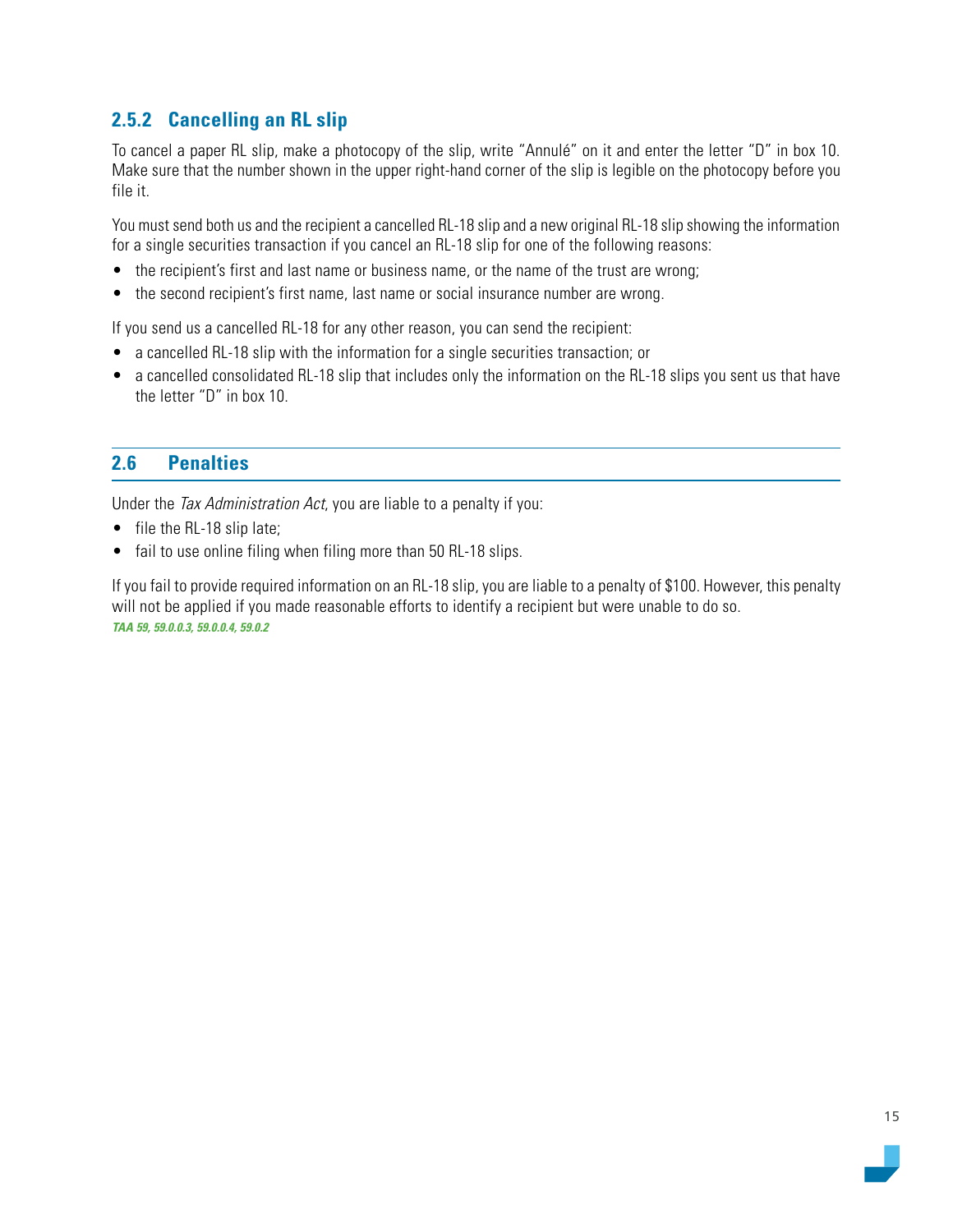### 2.5.2 Cancelling an RL slip

To cancel a paper RL slip, make a photocopy of the slip, write "Annulé" on it and enter the letter "D" in box 10. Make sure that the number shown in the upper right-hand corner of the slip is legible on the photocopy before you file it.

You must send both us and the recipient a cancelled RL-18 slip and a new original RL-18 slip showing the information for a single securities transaction if you cancel an RL-18 slip for one of the following reasons:

- the recipient's first and last name or business name, or the name of the trust are wrong;
- the second recipient's first name, last name or social insurance number are wrong.

If you send us a cancelled RL-18 for any other reason, you can send the recipient:

- a cancelled RL-18 slip with the information for a single securities transaction; or
- a cancelled consolidated RL-18 slip that includes only the information on the RL-18 slips you sent us that have the letter "D" in box 10.

## 2.6 Penalties

Under the *Tax Administration Act*, you are liable to a penalty if you:

- file the RL-18 slip late;
- fail to use online filing when filing more than 50 RL-18 slips.

If you fail to provide required information on an RL-18 slip, you are liable to a penalty of $100. However, this penalty will not be applied if you made reasonable efforts to identify a recipient but were unable to do so.
***TAA 59, 59.0.0.3, 59.0.0.4, 59.0.2***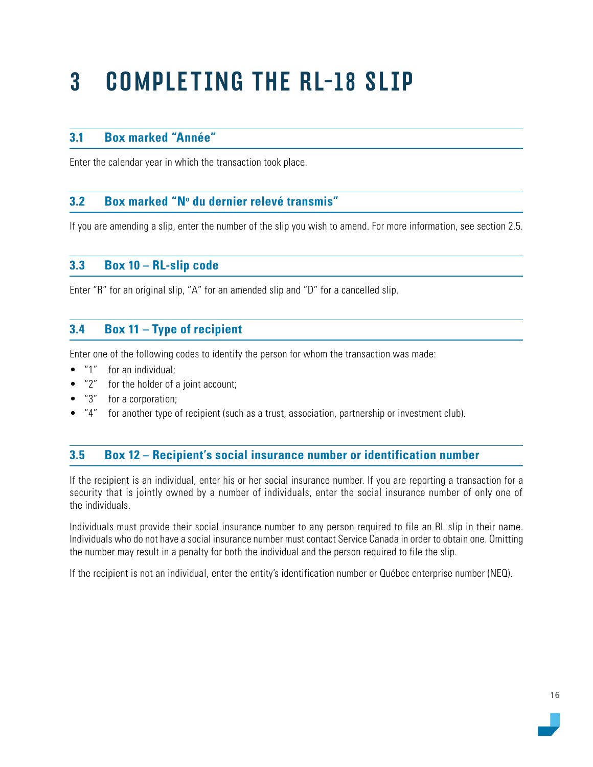# 3 COMPLETING THE RL-18 SLIP

## 3.1 Box marked "Année"

Enter the calendar year in which the transaction took place.

## 3.2 Box marked "Nº du dernier relevé transmis"

If you are amending a slip, enter the number of the slip you wish to amend. For more information, see section 2.5.

## 3.3 Box 10 – RL-slip code

Enter "R" for an original slip, "A" for an amended slip and "D" for a cancelled slip.

## 3.4 Box 11 – Type of recipient

Enter one of the following codes to identify the person for whom the transaction was made:

- "1" for an individual;
- "2" for the holder of a joint account;
- "3" for a corporation;
- "4" for another type of recipient (such as a trust, association, partnership or investment club).

## 3.5 Box 12 – Recipient's social insurance number or identification number

If the recipient is an individual, enter his or her social insurance number. If you are reporting a transaction for a security that is jointly owned by a number of individuals, enter the social insurance number of only one of the individuals.

Individuals must provide their social insurance number to any person required to file an RL slip in their name. Individuals who do not have a social insurance number must contact Service Canada in order to obtain one. Omitting the number may result in a penalty for both the individual and the person required to file the slip.

If the recipient is not an individual, enter the entity's identification number or Québec enterprise number (NEQ).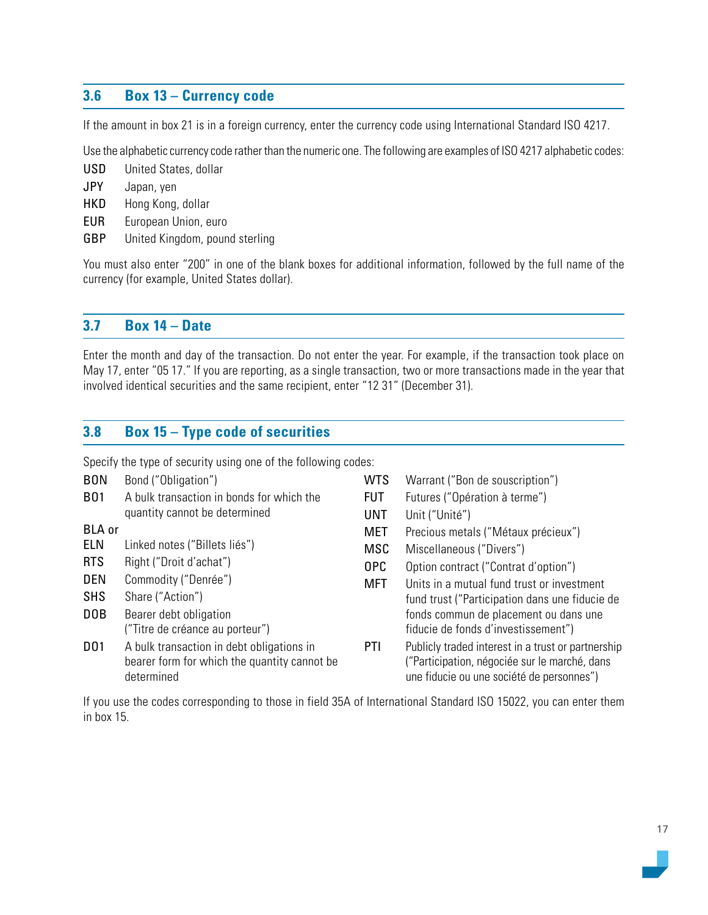## 3.6 Box 13 – Currency code

If the amount in box 21 is in a foreign currency, enter the currency code using International Standard ISO 4217.

Use the alphabetic currency code rather than the numeric one. The following are examples of ISO 4217 alphabetic codes:

| | |
|---|---|
| USD | United States, dollar |
| JPY | Japan, yen |
| HKD | Hong Kong, dollar |
| EUR | European Union, euro |
| GBP | United Kingdom, pound sterling |

You must also enter "200" in one of the blank boxes for additional information, followed by the full name of the currency (for example, United States dollar).

## 3.7 Box 14 – Date

Enter the month and day of the transaction. Do not enter the year. For example, if the transaction took place on May 17, enter "05 17." If you are reporting, as a single transaction, two or more transactions made in the year that involved identical securities and the same recipient, enter "12 31" (December 31).

## 3.8 Box 15 – Type code of securities

Specify the type of security using one of the following codes:

| | |
|---|---|
| BON | Bond ("Obligation") |
| B01 | A bulk transaction in bonds for which the quantity cannot be determined |
| BLA or ELN | Linked notes ("Billets liés") |
| RTS | Right ("Droit d'achat") |
| DEN | Commodity ("Denrée") |
| SHS | Share ("Action") |
| DOB | Bearer debt obligation ("Titre de créance au porteur") |
| D01 | A bulk transaction in debt obligations in bearer form for which the quantity cannot be determined |
| WTS | Warrant ("Bon de souscription") |
| FUT | Futures ("Opération à terme") |
| UNT | Unit ("Unité") |
| MET | Precious metals ("Métaux précieux") |
| MSC | Miscellaneous ("Divers") |
| OPC | Option contract ("Contrat d'option") |
| MFT | Units in a mutual fund trust or investment fund trust ("Participation dans une fiducie de fonds commun de placement ou dans une fiducie de fonds d'investissement") |
| PTI | Publicly traded interest in a trust or partnership ("Participation, négociée sur le marché, dans une fiducie ou une société de personnes") |

If you use the codes corresponding to those in field 35A of International Standard ISO 15022, you can enter them in box 15.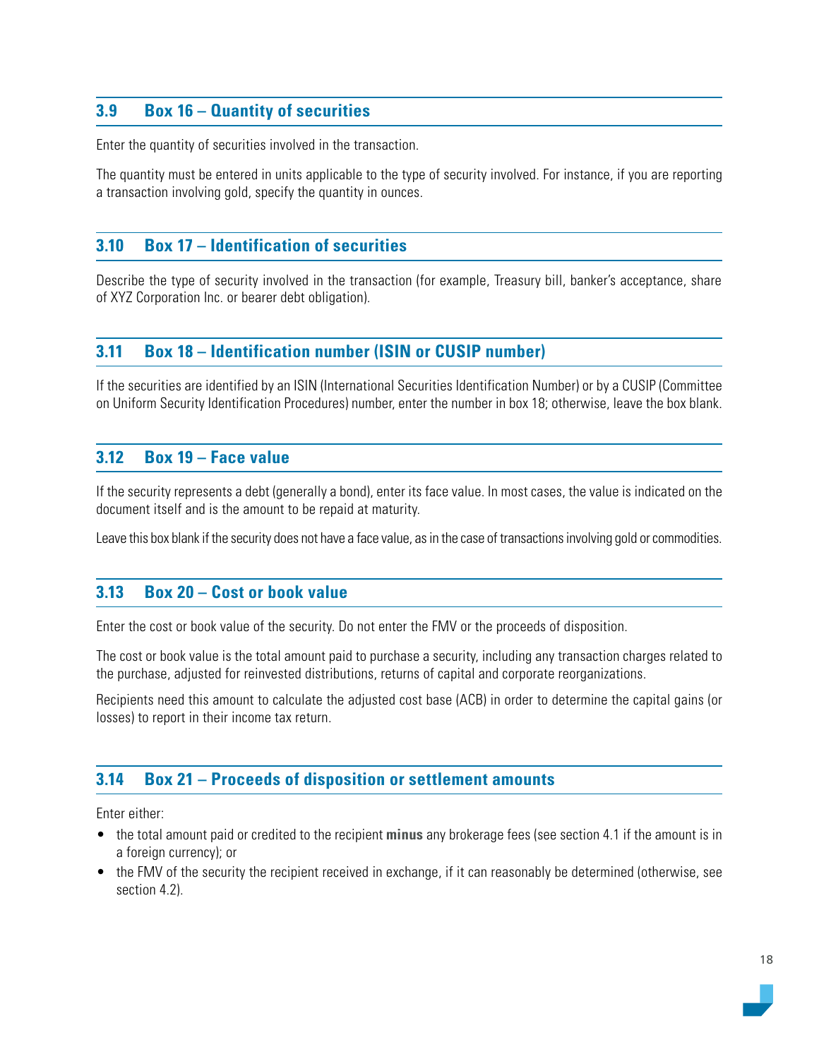## 3.9 Box 16 – Quantity of securities

Enter the quantity of securities involved in the transaction.

The quantity must be entered in units applicable to the type of security involved. For instance, if you are reporting a transaction involving gold, specify the quantity in ounces.

## 3.10 Box 17 – Identification of securities

Describe the type of security involved in the transaction (for example, Treasury bill, banker's acceptance, share of XYZ Corporation Inc. or bearer debt obligation).

## 3.11 Box 18 – Identification number (ISIN or CUSIP number)

If the securities are identified by an ISIN (International Securities Identification Number) or by a CUSIP (Committee on Uniform Security Identification Procedures) number, enter the number in box 18; otherwise, leave the box blank.

## 3.12 Box 19 – Face value

If the security represents a debt (generally a bond), enter its face value. In most cases, the value is indicated on the document itself and is the amount to be repaid at maturity.

Leave this box blank if the security does not have a face value, as in the case of transactions involving gold or commodities.

## 3.13 Box 20 – Cost or book value

Enter the cost or book value of the security. Do not enter the FMV or the proceeds of disposition.

The cost or book value is the total amount paid to purchase a security, including any transaction charges related to the purchase, adjusted for reinvested distributions, returns of capital and corporate reorganizations.

Recipients need this amount to calculate the adjusted cost base (ACB) in order to determine the capital gains (or losses) to report in their income tax return.

## 3.14 Box 21 – Proceeds of disposition or settlement amounts

Enter either:

- the total amount paid or credited to the recipient **minus** any brokerage fees (see section 4.1 if the amount is in a foreign currency); or
- the FMV of the security the recipient received in exchange, if it can reasonably be determined (otherwise, see section 4.2).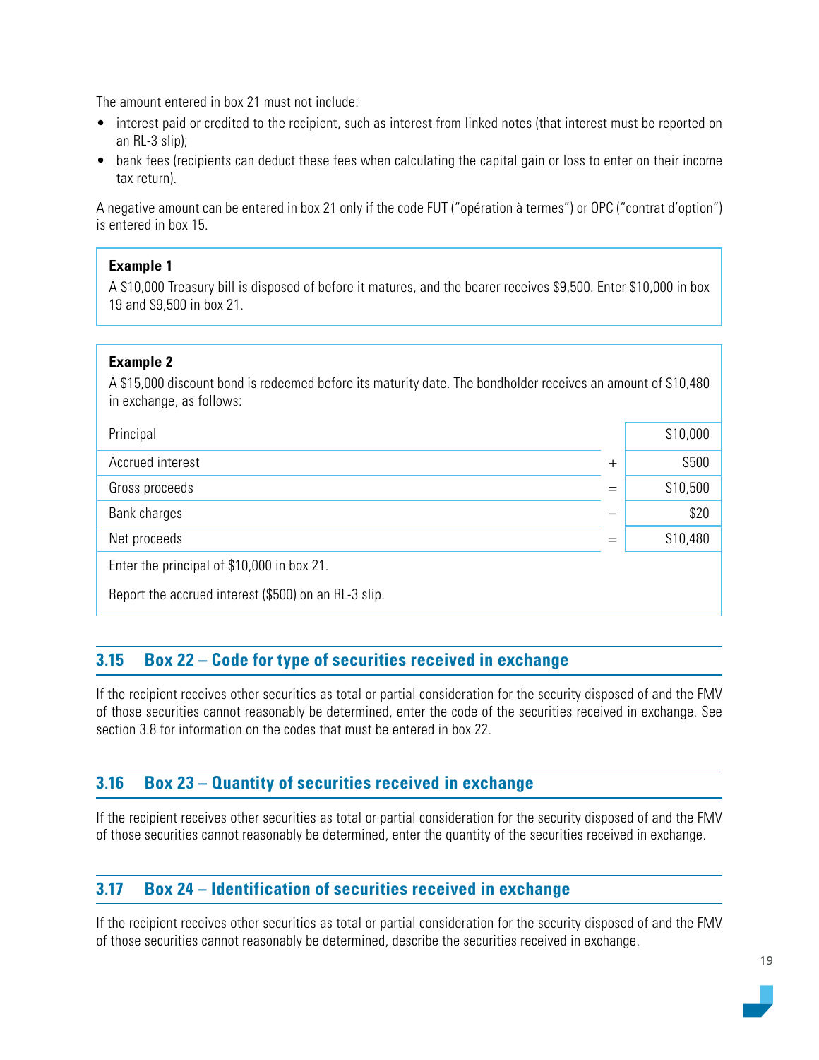The amount entered in box 21 must not include:

- interest paid or credited to the recipient, such as interest from linked notes (that interest must be reported on an RL-3 slip);
- bank fees (recipients can deduct these fees when calculating the capital gain or loss to enter on their income tax return).

A negative amount can be entered in box 21 only if the code FUT ("opération à termes") or OPC ("contrat d'option") is entered in box 15.

**Example 1**

A $10,000 Treasury bill is disposed of before it matures, and the bearer receives $9,500. Enter $10,000 in box 19 and $9,500 in box 21.

**Example 2**

A $15,000 discount bond is redeemed before its maturity date. The bondholder receives an amount of $10,480 in exchange, as follows:

| | | |
|---|---|---|
| Principal | | $10,000 |
| Accrued interest | + | $500 |
| Gross proceeds | = | $10,500 |
| Bank charges | – | $20 |
| Net proceeds | = | $10,480 |

Enter the principal of $10,000 in box 21.

Report the accrued interest ($500) on an RL-3 slip.

## 3.15 Box 22 – Code for type of securities received in exchange

If the recipient receives other securities as total or partial consideration for the security disposed of and the FMV of those securities cannot reasonably be determined, enter the code of the securities received in exchange. See section 3.8 for information on the codes that must be entered in box 22.

## 3.16 Box 23 – Quantity of securities received in exchange

If the recipient receives other securities as total or partial consideration for the security disposed of and the FMV of those securities cannot reasonably be determined, enter the quantity of the securities received in exchange.

## 3.17 Box 24 – Identification of securities received in exchange

If the recipient receives other securities as total or partial consideration for the security disposed of and the FMV of those securities cannot reasonably be determined, describe the securities received in exchange.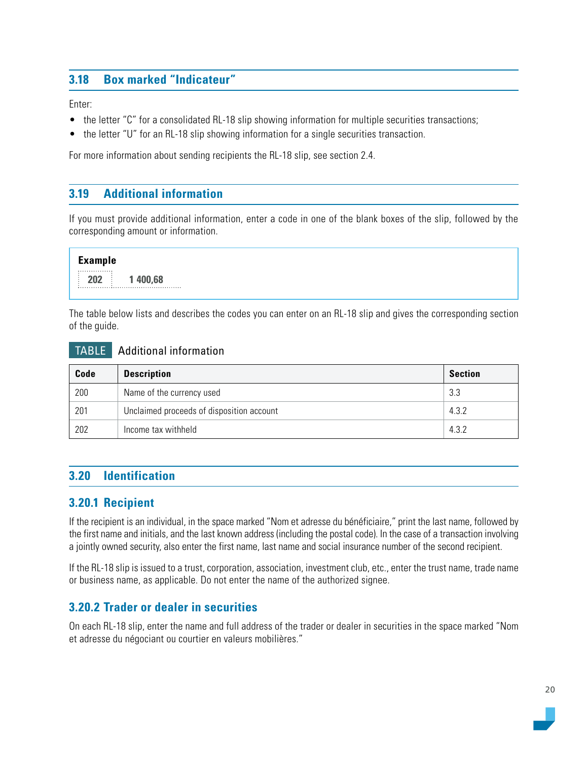## 3.18 Box marked "Indicateur"

Enter:

- the letter "C" for a consolidated RL-18 slip showing information for multiple securities transactions;
- the letter "U" for an RL-18 slip showing information for a single securities transaction.

For more information about sending recipients the RL-18 slip, see section 2.4.

## 3.19 Additional information

If you must provide additional information, enter a code in one of the blank boxes of the slip, followed by the corresponding amount or information.

> **Example**
>
> 202 1 400,68

The table below lists and describes the codes you can enter on an RL-18 slip and gives the corresponding section of the guide.

TABLE Additional information

| Code | Description | Section |
|---|---|---|
| 200 | Name of the currency used | 3.3 |
| 201 | Unclaimed proceeds of disposition account | 4.3.2 |
| 202 | Income tax withheld | 4.3.2 |

## 3.20 Identification

### 3.20.1 Recipient

If the recipient is an individual, in the space marked "Nom et adresse du bénéficiaire," print the last name, followed by the first name and initials, and the last known address (including the postal code). In the case of a transaction involving a jointly owned security, also enter the first name, last name and social insurance number of the second recipient.

If the RL-18 slip is issued to a trust, corporation, association, investment club, etc., enter the trust name, trade name or business name, as applicable. Do not enter the name of the authorized signee.

### 3.20.2 Trader or dealer in securities

On each RL-18 slip, enter the name and full address of the trader or dealer in securities in the space marked "Nom et adresse du négociant ou courtier en valeurs mobilières."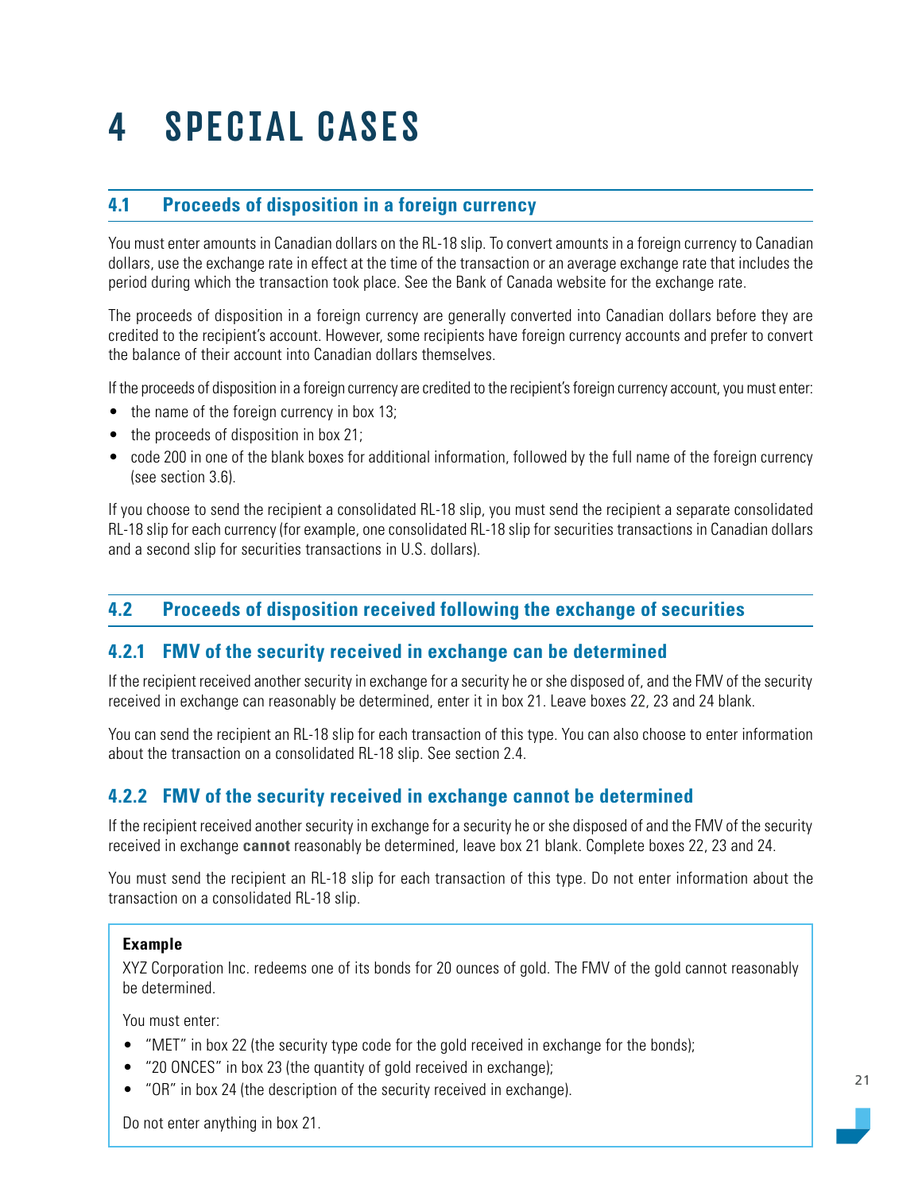# 4 SPECIAL CASES

## 4.1 Proceeds of disposition in a foreign currency

You must enter amounts in Canadian dollars on the RL-18 slip. To convert amounts in a foreign currency to Canadian dollars, use the exchange rate in effect at the time of the transaction or an average exchange rate that includes the period during which the transaction took place. See the Bank of Canada website for the exchange rate.

The proceeds of disposition in a foreign currency are generally converted into Canadian dollars before they are credited to the recipient's account. However, some recipients have foreign currency accounts and prefer to convert the balance of their account into Canadian dollars themselves.

If the proceeds of disposition in a foreign currency are credited to the recipient's foreign currency account, you must enter:

- the name of the foreign currency in box 13;
- the proceeds of disposition in box 21;
- code 200 in one of the blank boxes for additional information, followed by the full name of the foreign currency (see section 3.6).

If you choose to send the recipient a consolidated RL-18 slip, you must send the recipient a separate consolidated RL-18 slip for each currency (for example, one consolidated RL-18 slip for securities transactions in Canadian dollars and a second slip for securities transactions in U.S. dollars).

## 4.2 Proceeds of disposition received following the exchange of securities

### 4.2.1 FMV of the security received in exchange can be determined

If the recipient received another security in exchange for a security he or she disposed of, and the FMV of the security received in exchange can reasonably be determined, enter it in box 21. Leave boxes 22, 23 and 24 blank.

You can send the recipient an RL-18 slip for each transaction of this type. You can also choose to enter information about the transaction on a consolidated RL-18 slip. See section 2.4.

### 4.2.2 FMV of the security received in exchange cannot be determined

If the recipient received another security in exchange for a security he or she disposed of and the FMV of the security received in exchange **cannot** reasonably be determined, leave box 21 blank. Complete boxes 22, 23 and 24.

You must send the recipient an RL-18 slip for each transaction of this type. Do not enter information about the transaction on a consolidated RL-18 slip.

**Example**

XYZ Corporation Inc. redeems one of its bonds for 20 ounces of gold. The FMV of the gold cannot reasonably be determined.

You must enter:

- "MET" in box 22 (the security type code for the gold received in exchange for the bonds);
- "20 ONCES" in box 23 (the quantity of gold received in exchange);
- "OR" in box 24 (the description of the security received in exchange).

Do not enter anything in box 21.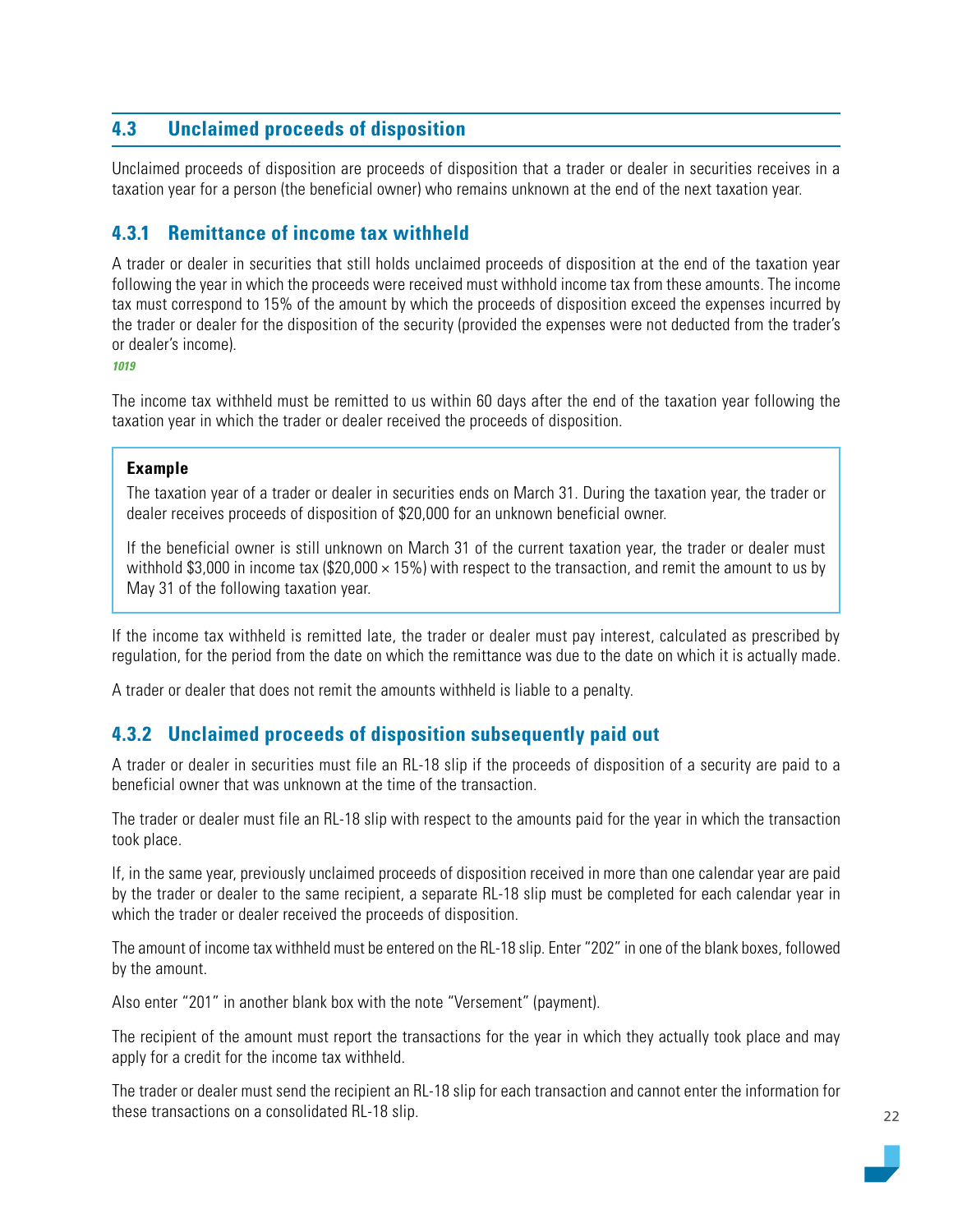## 4.3 Unclaimed proceeds of disposition

Unclaimed proceeds of disposition are proceeds of disposition that a trader or dealer in securities receives in a taxation year for a person (the beneficial owner) who remains unknown at the end of the next taxation year.

### 4.3.1 Remittance of income tax withheld

A trader or dealer in securities that still holds unclaimed proceeds of disposition at the end of the taxation year following the year in which the proceeds were received must withhold income tax from these amounts. The income tax must correspond to 15% of the amount by which the proceeds of disposition exceed the expenses incurred by the trader or dealer for the disposition of the security (provided the expenses were not deducted from the trader's or dealer's income).

*1019*

The income tax withheld must be remitted to us within 60 days after the end of the taxation year following the taxation year in which the trader or dealer received the proceeds of disposition.

> **Example**
>
> The taxation year of a trader or dealer in securities ends on March 31. During the taxation year, the trader or dealer receives proceeds of disposition of $20,000 for an unknown beneficial owner.
>
> If the beneficial owner is still unknown on March 31 of the current taxation year, the trader or dealer must withhold $3,000 in income tax ($20,000 × 15%) with respect to the transaction, and remit the amount to us by May 31 of the following taxation year.

If the income tax withheld is remitted late, the trader or dealer must pay interest, calculated as prescribed by regulation, for the period from the date on which the remittance was due to the date on which it is actually made.

A trader or dealer that does not remit the amounts withheld is liable to a penalty.

### 4.3.2 Unclaimed proceeds of disposition subsequently paid out

A trader or dealer in securities must file an RL-18 slip if the proceeds of disposition of a security are paid to a beneficial owner that was unknown at the time of the transaction.

The trader or dealer must file an RL-18 slip with respect to the amounts paid for the year in which the transaction took place.

If, in the same year, previously unclaimed proceeds of disposition received in more than one calendar year are paid by the trader or dealer to the same recipient, a separate RL-18 slip must be completed for each calendar year in which the trader or dealer received the proceeds of disposition.

The amount of income tax withheld must be entered on the RL-18 slip. Enter "202" in one of the blank boxes, followed by the amount.

Also enter "201" in another blank box with the note "Versement" (payment).

The recipient of the amount must report the transactions for the year in which they actually took place and may apply for a credit for the income tax withheld.

The trader or dealer must send the recipient an RL-18 slip for each transaction and cannot enter the information for these transactions on a consolidated RL-18 slip.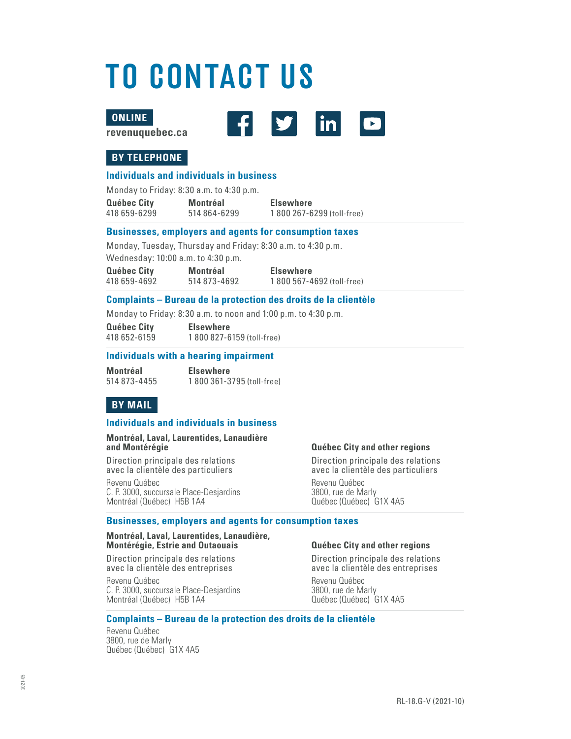# TO CONTACT US

## ONLINE

**revenuquebec.ca**

## BY TELEPHONE

### Individuals and individuals in business

Monday to Friday: 8:30 a.m. to 4:30 p.m.

| Québec City | Montréal | Elsewhere |
|---|---|---|
| 418 659-6299 | 514 864-6299 | 1 800 267-6299 (toll-free) |

### Businesses, employers and agents for consumption taxes

Monday, Tuesday, Thursday and Friday: 8:30 a.m. to 4:30 p.m.
Wednesday: 10:00 a.m. to 4:30 p.m.

| Québec City | Montréal | Elsewhere |
|---|---|---|
| 418 659-4692 | 514 873-4692 | 1 800 567-4692 (toll-free) |

### Complaints – Bureau de la protection des droits de la clientèle

Monday to Friday: 8:30 a.m. to noon and 1:00 p.m. to 4:30 p.m.

| Québec City | Elsewhere |
|---|---|
| 418 652-6159 | 1 800 827-6159 (toll-free) |

### Individuals with a hearing impairment

| Montréal | Elsewhere |
|---|---|
| 514 873-4455 | 1 800 361-3795 (toll-free) |

## BY MAIL

### Individuals and individuals in business

**Montréal, Laval, Laurentides, Lanaudière and Montérégie**

Direction principale des relations avec la clientèle des particuliers

Revenu Québec
C. P. 3000, succursale Place-Desjardins
Montréal (Québec) H5B 1A4

**Québec City and other regions**

Direction principale des relations avec la clientèle des particuliers

Revenu Québec
3800, rue de Marly
Québec (Québec) G1X 4A5

### Businesses, employers and agents for consumption taxes

**Montréal, Laval, Laurentides, Lanaudière, Montérégie, Estrie and Outaouais**

Direction principale des relations avec la clientèle des entreprises

Revenu Québec
C. P. 3000, succursale Place-Desjardins
Montréal (Québec) H5B 1A4

**Québec City and other regions**

Direction principale des relations avec la clientèle des entreprises

Revenu Québec
3800, rue de Marly
Québec (Québec) G1X 4A5

### Complaints – Bureau de la protection des droits de la clientèle

Revenu Québec
3800, rue de Marly
Québec (Québec) G1X 4A5

2021-05

RL-18.G-V (2021-10)